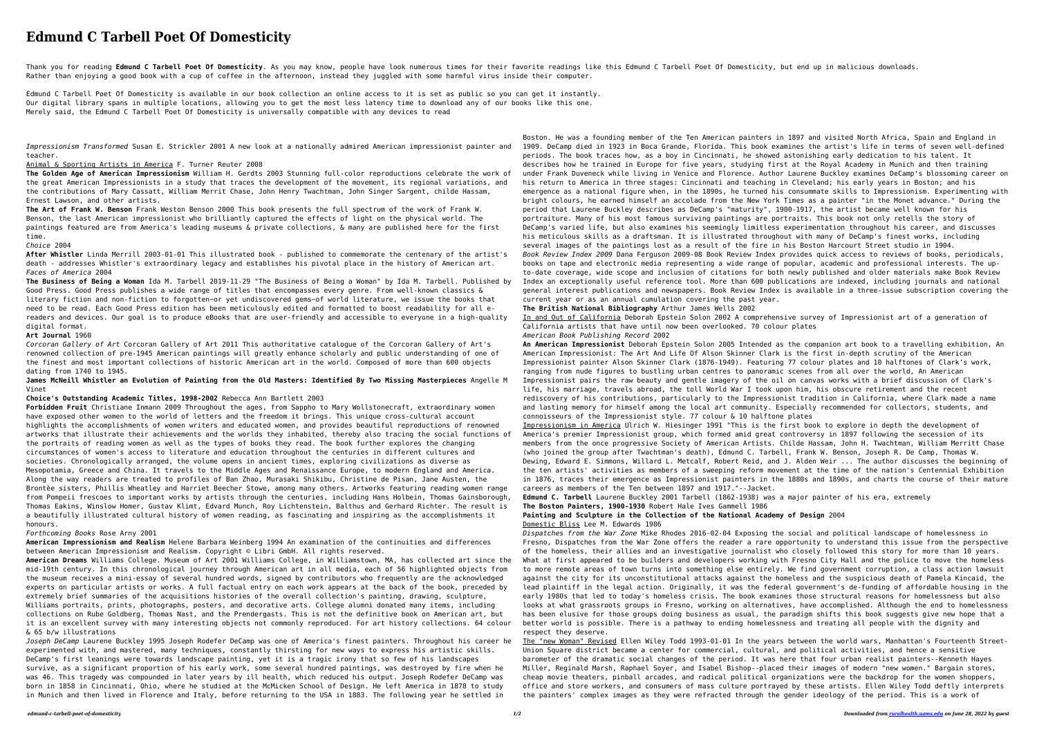# Edmund C Tarbell Poet Of Domesticity

Thank you for reading **Edmund C Tarbell Poet Of Domesticity**. As you may know, people have look numerous times for their favorite readings like this Edmund C Tarbell Poet Of Domesticity, but end up in malicious downloads. Rather than enjoying a good book with a cup of coffee in the afternoon, instead they juggled with some harmful virus inside their computer.

Edmund C Tarbell Poet Of Domesticity is available in our book collection an online access to it is set as public so you can get it instantly. Our digital library spans in multiple locations, allowing you to get the most less latency time to download any of our books like this one. Merely said, the Edmund C Tarbell Poet Of Domesticity is universally compatible with any devices to read

*Impressionism Transformed* Susan E. Strickler 2001 A new look at a nationally admired American impressionist painter and teacher.

Animal & Sporting Artists in America F. Turner Reuter 2008

**The Golden Age of American Impressionism** William H. Gerdts 2003 Stunning full-color reproductions celebrate the work of the great American Impressionists in a study that traces the development of the movement, its regional variations, and the contributions of Mary Cassatt, William Merrit Chase, John Henry Twachtman, John Singer Sargent, childe Hassam, Ernest Lawson, and other artists.

**The Art of Frank W. Benson** Frank Weston Benson 2000 This book presents the full spectrum of the work of Frank W. Benson, the last American impressionist who brilliantly captured the effects of light on the physical world. The paintings featured are from America's leading museums & private collections, & many are published here for the first time.

*Choice* 2004

**After Whistler** Linda Merrill 2003-01-01 This illustrated book - published to commemorate the centenary of the artist's death - addresses Whistler's extraordinary legacy and establishes his pivotal place in the history of American art.

*Faces of America* 2004

**The Business of Being a Woman** Ida M. Tarbell 2019-11-29 "The Business of Being a Woman" by Ida M. Tarbell. Published by Good Press. Good Press publishes a wide range of titles that encompasses every genre. From well-known classics & literary fiction and non-fiction to forgotten−or yet undiscovered gems−of world literature, we issue the books that need to be read. Each Good Press edition has been meticulously edited and formatted to boost readability for all e-readers and devices. Our goal is to produce eBooks that are user-friendly and accessible to everyone in a high-quality digital format.

**Art Journal** 1960

*Corcoran Gallery of Art* Corcoran Gallery of Art 2011 This authoritative catalogue of the Corcoran Gallery of Art's renowned collection of pre-1945 American paintings will greatly enhance scholarly and public understanding of one of the finest and most important collections of historic American art in the world. Composed of more than 600 objects dating from 1740 to 1945.

**James McNeill Whistler an Evolution of Painting from the Old Masters: Identified By Two Missing Masterpieces** Angelle M Vinet

**Choice's Outstanding Academic Titles, 1998-2002** Rebecca Ann Bartlett 2003

**Forbidden Fruit** Christiane Inmann 2009 Throughout the ages, from Sappho to Mary Wollstonecraft, extraordinary women have exposed other women to the world of letters and the freedom it brings. This unique cross-cultural account highlights the accomplishments of women writers and educated women, and provides beautiful reproductions of renowned artworks that illustrate their achievements and the worlds they inhabited, thereby also tracing the social functions of the portraits of reading women as well as the types of books they read. The book further explores the changing circumstances of women's access to literature and education throughout the centuries in different cultures and societies. Chronologically arranged, the volume opens in ancient times, exploring civilizations as diverse as Mesopotamia, Greece and China. It travels to the Middle Ages and Renaissance Europe, to modern England and America. Along the way readers are treated to profiles of Ban Zhao, Murasaki Shikibu, Christine de Pisan, Jane Austen, the Brontëe sisters, Phillis Wheatley and Harriet Beecher Stowe, among many others. Artworks featuring reading women range from Pompeii frescoes to important works by artists through the centuries, including Hans Holbein, Thomas Gainsborough, Thomas Eakins, Winslow Homer, Gustav Klimt, Edvard Munch, Roy Lichtenstein, Balthus and Gerhard Richter. The result is a beautifully illustrated cultural history of women reading, as fascinating and inspiring as the accomplishments it honours.

*Forthcoming Books* Rose Arny 2001

**American Impressionism and Realism** Helene Barbara Weinberg 1994 An examination of the continuities and differences between American Impressionism and Realism. Copyright © Libri GmbH. All rights reserved.

**American Dreams** Williams College. Museum of Art 2001 Williams College, in Williamstown, MA, has collected art since the mid-19th century. In this chronological journey through American art in all media, each of 56 highlighted objects from the museum receives a mini-essay of several hundred words, signed by contributors who frequently are the acknowledged experts on particular artists or works. A full factual entry on each work appears at the back of the book, preceded by extremely brief summaries of the acquisitions histories of the overall collection's painting, drawing, sculpture, Williams portraits, prints, photographs, posters, and decorative arts. College alumni donated many items, including collections on Rube Goldberg, Thomas Nast, and the Prendergasts. This is not the definitive book on American art, but it is an excellent survey with many interesting objects not commonly reproduced. For art history collections. 64 colour & 65 b/w illustrations

*Joseph DeCamp* Laurene Buckley 1995 Joseph Rodefer DeCamp was one of America's finest painters. Throughout his career he experimented with, and mastered, many techniques, constantly thirsting for new ways to express his artistic skills. DeCamp's first leanings were towards landscape painting, yet it is a tragic irony that so few of his landscapes survive, as a significant proportion of his early work, some several hundred paintings, was destroyed by fire when he was 46. This tragedy was compounded in later years by ill health, which reduced his output. Joseph Rodefer DeCamp was born in 1858 in Cincinnati, Ohio, where he studied at the McMicken School of Design. He left America in 1878 to study in Munich and then lived in Florence and Italy, before returning to the USA in 1883. The following year he settled in Boston. He was a founding member of the Ten American painters in 1897 and visited North Africa, Spain and England in 1909. DeCamp died in 1923 in Boca Grande, Florida. This book examines the artist's life in terms of seven well-defined periods. The book traces how, as a boy in Cincinnati, he showed astonishing early dedication to his talent. It describes how he trained in Europe for five years, studying first at the Royal Academy in Munich and then training under Frank Duveneck while living in Venice and Florence. Author Laurene Buckley examines DeCamp's blossoming career on his return to America in three stages: Cincinnati and teaching in Cleveland; his early years in Boston; and his emergence as a national figure when, in the 1890s, he turned his consummate skills to Impressionism. Experimenting with bright colours, he earned himself an accolade from the New York Times as a painter "in the Monet advance." During the period that Laurene Buckley describes as DeCamp's "maturity", 1900-1917, the artist became well known for his portraiture. Many of his most famous surviving paintings are portraits. This book not only retells the story of DeCamp's varied life, but also examines his seemingly limitless experimentation throughout his career, and discusses his meticulous skills as a draftsman. It is illustrated throughout with many of DeCamp's finest works, including several images of the paintings lost as a result of the fire in his Boston Harcourt Street studio in 1904.

*Book Review Index 2009* Dana Ferguson 2009-08 Book Review Index provides quick access to reviews of books, periodicals, books on tape and electronic media representing a wide range of popular, academic and professional interests. The up-to-date coverage, wide scope and inclusion of citations for both newly published and older materials make Book Review Index an exceptionally useful reference tool. More than 600 publications are indexed, including journals and national general interest publications and newspapers. Book Review Index is available in a three-issue subscription covering the current year or as an annual cumulation covering the past year.

**The British National Bibliography** Arthur James Wells 2002

In and Out of California Deborah Epstein Solon 2002 A comprehensive survey of Impressionist art of a generation of California artists that have until now been overlooked. 70 colour plates

*American Book Publishing Record* 2002

**An American Impressionist** Deborah Epstein Solon 2005 Intended as the companion art book to a travelling exhibition, An American Impressionist: The Art And Life Of Alson Skinner Clark is the first in-depth scrutiny of the American Impressionist painter Alson Skinner Clark (1876-1949). Featuring 77 colour plates and 10 halftones of Clark's work, ranging from nude figures to bustling urban centres to panoramic scenes from all over the world, An American Impressionist pairs the raw beauty and gentle imagery of the oil on canvas works with a brief discussion of Clark's life, his marriage, travels abroad, the toll World War I took upon him, his obscure retirement and the recent rediscovery of his contributions, particularly to the Impressionist tradition in California, where Clark made a name and lasting memory for himself among the local art community. Especially recommended for collectors, students, and connoisseurs of the Impressionist style. 77 colour & 10 halftone plates

Impressionism in America Ulrich W. Hiesinger 1991 "This is the first book to explore in depth the development of America's premier Impressionist group, which formed amid great controversy in 1897 following the secession of its members from the once progressive Society of American Artists. Childe Hassam, John H. Twachtman, William Merritt Chase (who joined the group after Twachtman's death), Edmund C. Tarbell, Frank W. Benson, Joseph R. De Camp, Thomas W. Dewing, Edward E. Simmons, Willard L. Metcalf, Robert Reid, and J. Alden Weir ... The author discusses the beginning of the ten artists' activities as members of a sweeping reform movement at the time of the nation's Centennial Exhibition in 1876, traces their emergence as Impressionist painters in the 1880s and 1890s, and charts the course of their mature careers as members of the Ten between 1897 and 1917."--Jacket.

**Edmund C. Tarbell** Laurene Buckley 2001 Tarbell (1862-1938) was a major painter of his era, extremely

**The Boston Painters, 1900-1930** Robert Hale Ives Gammell 1986

**Painting and Sculpture in the Collection of the National Academy of Design** 2004

Domestic Bliss Lee M. Edwards 1986

*Dispatches from the War Zone* Mike Rhodes 2016-02-04 Exposing the social and political landscape of homelessness in Fresno, Dispatches from the War Zone offers the reader a rare opportunity to understand this issue from the perspective of the homeless, their allies and an investigative journalist who closely followed this story for more than 10 years. What at first appeared to be builders and developers working with Fresno City Hall and the police to move the homeless to more remote areas of town turns into something else entirely. We find government corruption, a class action lawsuit against the city for its unconstitutional attacks against the homeless and the suspicious death of Pamela Kincaid, the lead plaintiff in the legal action. Originally, it was the federal government's de-funding of affordable housing in the early 1980s that led to today's homeless crisis. The book examines those structural reasons for homelessness but also looks at what grassroots groups in Fresno, working on alternatives, have accomplished. Although the end to homelessness has been elusive for those groups doing business as usual, the paradigm shifts this book suggests give new hope that a better world is possible. There is a pathway to ending homelessness and treating all people with the dignity and respect they deserve.

The "new Woman" Revised Ellen Wiley Todd 1993-01-01 In the years between the world wars, Manhattan's Fourteenth Street-Union Square district became a center for commercial, cultural, and political activities, and hence a sensitive barometer of the dramatic social changes of the period. It was here that four urban realist painters--Kenneth Hayes Miller, Reginald Marsh, Raphael Soyer, and Isabel Bishop--placed their images of modern "new women." Bargain stores, cheap movie theaters, pinball arcades, and radical political organizations were the backdrop for the women shoppers, office and store workers, and consumers of mass culture portrayed by these artists. Ellen Wiley Todd deftly interprets the painters' complex images as they were refracted through the gender ideology of the period. This is a work of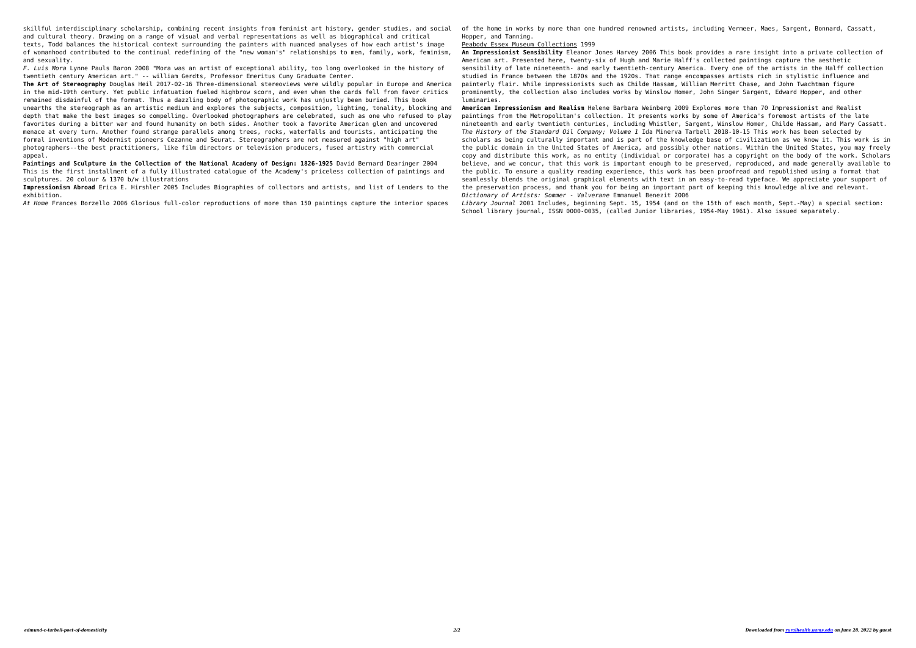skillful interdisciplinary scholarship, combining recent insights from feminist art history, gender studies, and social and cultural theory. Drawing on a range of visual and verbal representations as well as biographical and critical texts, Todd balances the historical context surrounding the painters with nuanced analyses of how each artist's image of womanhood contributed to the continual redefining of the "new woman's" relationships to men, family, work, feminism, and sexuality.

*F. Luis Mora* Lynne Pauls Baron 2008 "Mora was an artist of exceptional ability, too long overlooked in the history of twentieth century American art." -- william Gerdts, Professor Emeritus Cuny Graduate Center.

**The Art of Stereography** Douglas Heil 2017-02-16 Three-dimensional stereoviews were wildly popular in Europe and America in the mid-19th century. Yet public infatuation fueled highbrow scorn, and even when the cards fell from favor critics remained disdainful of the format. Thus a dazzling body of photographic work has unjustly been buried. This book unearths the stereograph as an artistic medium and explores the subjects, composition, lighting, tonality, blocking and depth that make the best images so compelling. Overlooked photographers are celebrated, such as one who refused to play favorites during a bitter war and found humanity on both sides. Another took a favorite American glen and uncovered menace at every turn. Another found strange parallels among trees, rocks, waterfalls and tourists, anticipating the formal inventions of Modernist pioneers Cezanne and Seurat. Stereographers are not measured against "high art" photographers--the best practitioners, like film directors or television producers, fused artistry with commercial appeal.

**Paintings and Sculpture in the Collection of the National Academy of Design: 1826-1925** David Bernard Dearinger 2004 This is the first installment of a fully illustrated catalogue of the Academy's priceless collection of paintings and sculptures. 20 colour & 1370 b/w illustrations

**Impressionism Abroad** Erica E. Hirshler 2005 Includes Biographies of collectors and artists, and list of Lenders to the exhibition.

*At Home* Frances Borzello 2006 Glorious full-color reproductions of more than 150 paintings capture the interior spaces of the home in works by more than one hundred renowned artists, including Vermeer, Maes, Sargent, Bonnard, Cassatt, Hopper, and Tanning.

Peabody Essex Museum Collections 1999

**An Impressionist Sensibility** Eleanor Jones Harvey 2006 This book provides a rare insight into a private collection of American art. Presented here, twenty-six of Hugh and Marie Halff's collected paintings capture the aesthetic sensibility of late nineteenth- and early twentieth-century America. Every one of the artists in the Halff collection studied in France between the 1870s and the 1920s. That range encompasses artists rich in stylistic influence and painterly flair. While impressionists such as Childe Hassam, William Merritt Chase, and John Twachtman figure prominently, the collection also includes works by Winslow Homer, John Singer Sargent, Edward Hopper, and other luminaries.

**American Impressionism and Realism** Helene Barbara Weinberg 2009 Explores more than 70 Impressionist and Realist paintings from the Metropolitan's collection. It presents works by some of America's foremost artists of the late nineteenth and early twentieth centuries, including Whistler, Sargent, Winslow Homer, Childe Hassam, and Mary Cassatt.

*The History of the Standard Oil Company; Volume 1* Ida Minerva Tarbell 2018-10-15 This work has been selected by scholars as being culturally important and is part of the knowledge base of civilization as we know it. This work is in the public domain in the United States of America, and possibly other nations. Within the United States, you may freely copy and distribute this work, as no entity (individual or corporate) has a copyright on the body of the work. Scholars believe, and we concur, that this work is important enough to be preserved, reproduced, and made generally available to the public. To ensure a quality reading experience, this work has been proofread and republished using a format that seamlessly blends the original graphical elements with text in an easy-to-read typeface. We appreciate your support of the preservation process, and thank you for being an important part of keeping this knowledge alive and relevant.

*Dictionary of Artists: Sommer - Valverane* Emmanuel Benezit 2006

*Library Journal* 2001 Includes, beginning Sept. 15, 1954 (and on the 15th of each month, Sept.-May) a special section: School library journal, ISSN 0000-0035, (called Junior libraries, 1954-May 1961). Also issued separately.